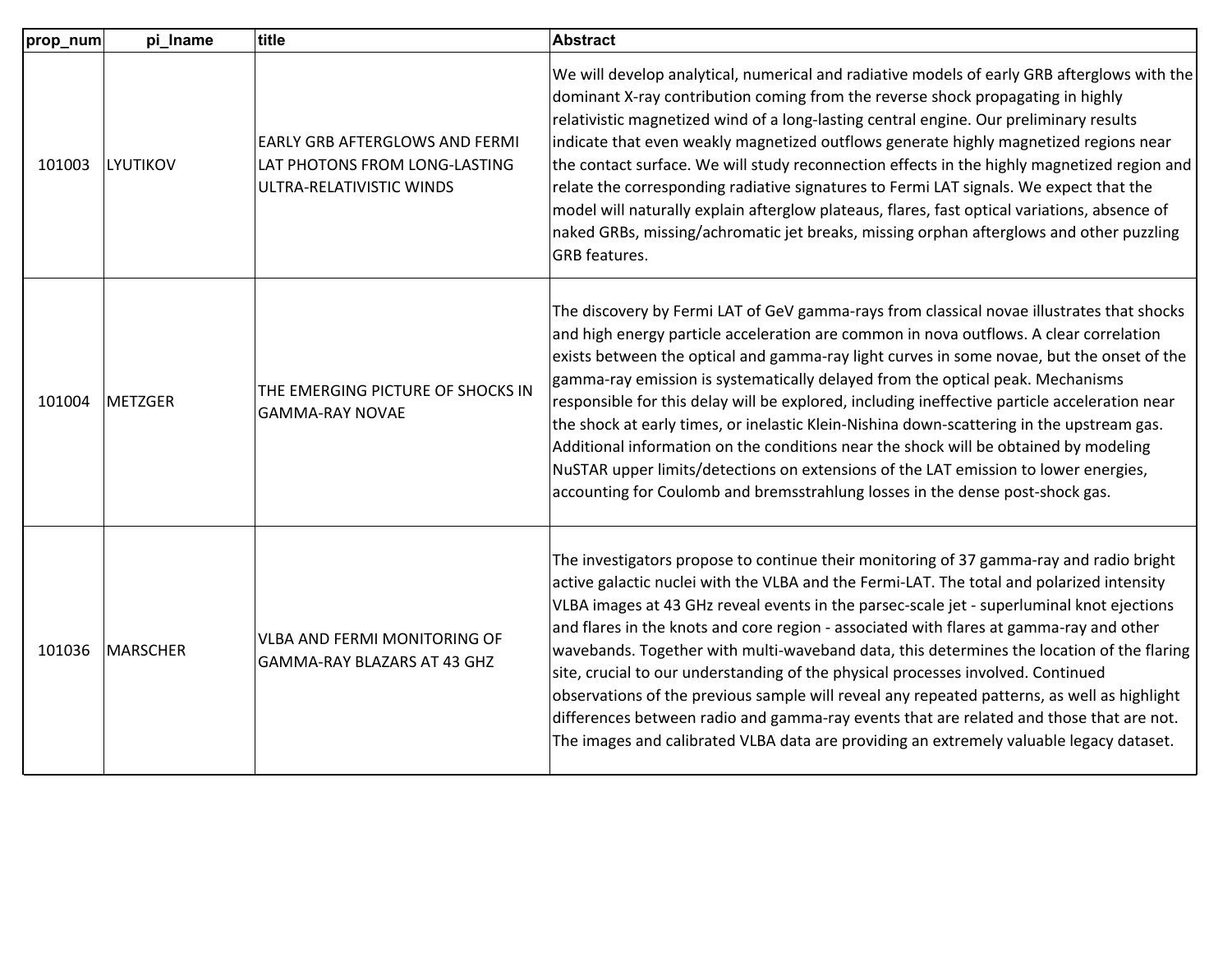| prop_num | pi_lname | title | Abstract |
|---|---|---|---|
| 101003 | LYUTIKOV | EARLY GRB AFTERGLOWS AND FERMI LAT PHOTONS FROM LONG-LASTING ULTRA-RELATIVISTIC WINDS | We will develop analytical, numerical and radiative models of early GRB afterglows with the dominant X-ray contribution coming from the reverse shock propagating in highly relativistic magnetized wind of a long-lasting central engine. Our preliminary results indicate that even weakly magnetized outflows generate highly magnetized regions near the contact surface. We will study reconnection effects in the highly magnetized region and relate the corresponding radiative signatures to Fermi LAT signals. We expect that the model will naturally explain afterglow plateaus, flares, fast optical variations, absence of naked GRBs, missing/achromatic jet breaks, missing orphan afterglows and other puzzling GRB features. |
| 101004 | METZGER | THE EMERGING PICTURE OF SHOCKS IN GAMMA-RAY NOVAE | The discovery by Fermi LAT of GeV gamma-rays from classical novae illustrates that shocks and high energy particle acceleration are common in nova outflows. A clear correlation exists between the optical and gamma-ray light curves in some novae, but the onset of the gamma-ray emission is systematically delayed from the optical peak. Mechanisms responsible for this delay will be explored, including ineffective particle acceleration near the shock at early times, or inelastic Klein-Nishina down-scattering in the upstream gas. Additional information on the conditions near the shock will be obtained by modeling NuSTAR upper limits/detections on extensions of the LAT emission to lower energies, accounting for Coulomb and bremsstrahlung losses in the dense post-shock gas. |
| 101036 | MARSCHER | VLBA AND FERMI MONITORING OF GAMMA-RAY BLAZARS AT 43 GHZ | The investigators propose to continue their monitoring of 37 gamma-ray and radio bright active galactic nuclei with the VLBA and the Fermi-LAT. The total and polarized intensity VLBA images at 43 GHz reveal events in the parsec-scale jet - superluminal knot ejections and flares in the knots and core region - associated with flares at gamma-ray and other wavebands. Together with multi-waveband data, this determines the location of the flaring site, crucial to our understanding of the physical processes involved. Continued observations of the previous sample will reveal any repeated patterns, as well as highlight differences between radio and gamma-ray events that are related and those that are not. The images and calibrated VLBA data are providing an extremely valuable legacy dataset. |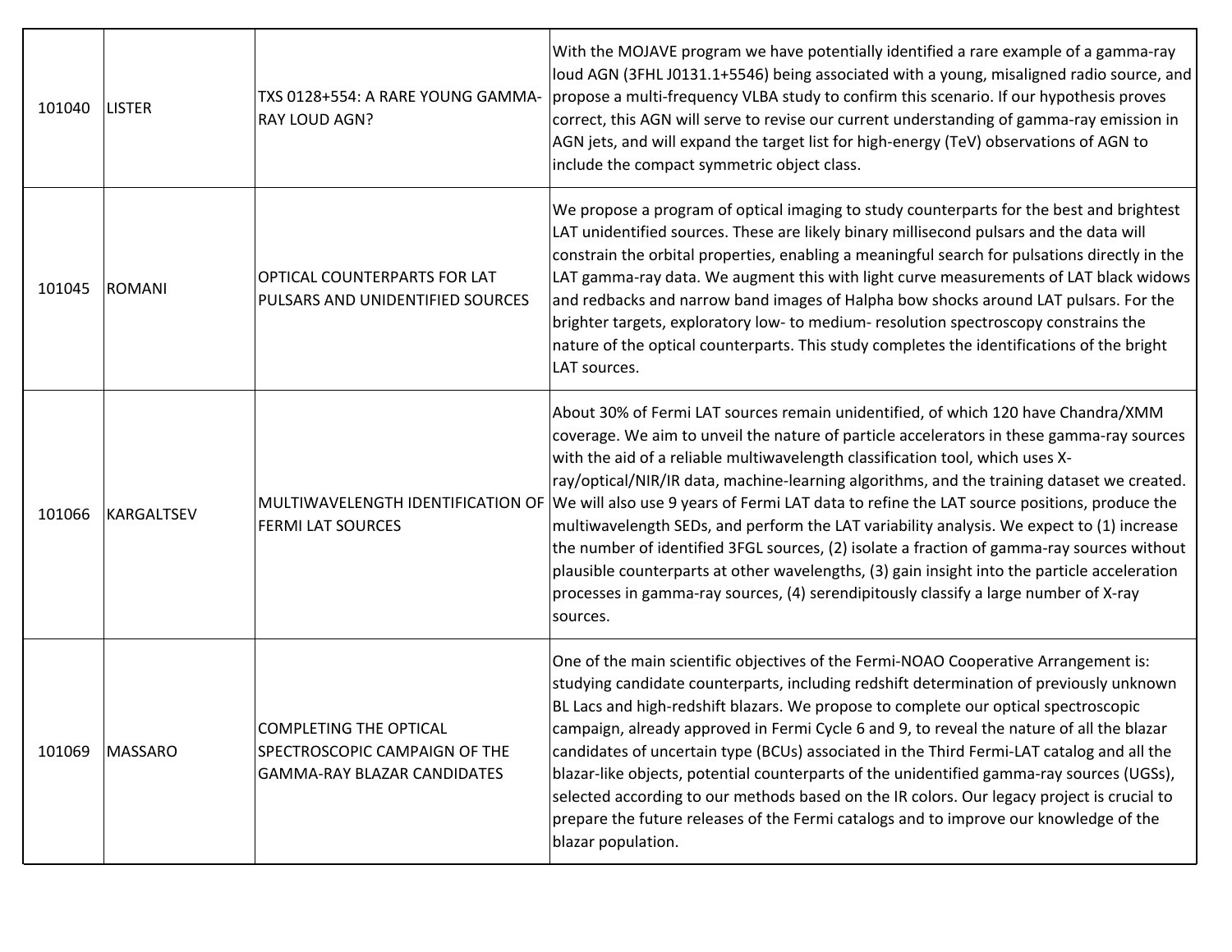| | | | |
|---|---|---|---|
| 101040 | LISTER | TXS 0128+554: A RARE YOUNG GAMMA-RAY LOUD AGN? | With the MOJAVE program we have potentially identified a rare example of a gamma-ray loud AGN (3FHL J0131.1+5546) being associated with a young, misaligned radio source, and propose a multi-frequency VLBA study to confirm this scenario. If our hypothesis proves correct, this AGN will serve to revise our current understanding of gamma-ray emission in AGN jets, and will expand the target list for high-energy (TeV) observations of AGN to include the compact symmetric object class. |
| 101045 | ROMANI | OPTICAL COUNTERPARTS FOR LAT PULSARS AND UNIDENTIFIED SOURCES | We propose a program of optical imaging to study counterparts for the best and brightest LAT unidentified sources. These are likely binary millisecond pulsars and the data will constrain the orbital properties, enabling a meaningful search for pulsations directly in the LAT gamma-ray data. We augment this with light curve measurements of LAT black widows and redbacks and narrow band images of Halpha bow shocks around LAT pulsars. For the brighter targets, exploratory low- to medium- resolution spectroscopy constrains the nature of the optical counterparts. This study completes the identifications of the bright LAT sources. |
| 101066 | KARGALTSEV | MULTIWAVELENGTH IDENTIFICATION OF FERMI LAT SOURCES | About 30% of Fermi LAT sources remain unidentified, of which 120 have Chandra/XMM coverage. We aim to unveil the nature of particle accelerators in these gamma-ray sources with the aid of a reliable multiwavelength classification tool, which uses X-ray/optical/NIR/IR data, machine-learning algorithms, and the training dataset we created. We will also use 9 years of Fermi LAT data to refine the LAT source positions, produce the multiwavelength SEDs, and perform the LAT variability analysis. We expect to (1) increase the number of identified 3FGL sources, (2) isolate a fraction of gamma-ray sources without plausible counterparts at other wavelengths, (3) gain insight into the particle acceleration processes in gamma-ray sources, (4) serendipitously classify a large number of X-ray sources. |
| 101069 | MASSARO | COMPLETING THE OPTICAL SPECTROSCOPIC CAMPAIGN OF THE GAMMA-RAY BLAZAR CANDIDATES | One of the main scientific objectives of the Fermi-NOAO Cooperative Arrangement is: studying candidate counterparts, including redshift determination of previously unknown BL Lacs and high-redshift blazars. We propose to complete our optical spectroscopic campaign, already approved in Fermi Cycle 6 and 9, to reveal the nature of all the blazar candidates of uncertain type (BCUs) associated in the Third Fermi-LAT catalog and all the blazar-like objects, potential counterparts of the unidentified gamma-ray sources (UGSs), selected according to our methods based on the IR colors. Our legacy project is crucial to prepare the future releases of the Fermi catalogs and to improve our knowledge of the blazar population. |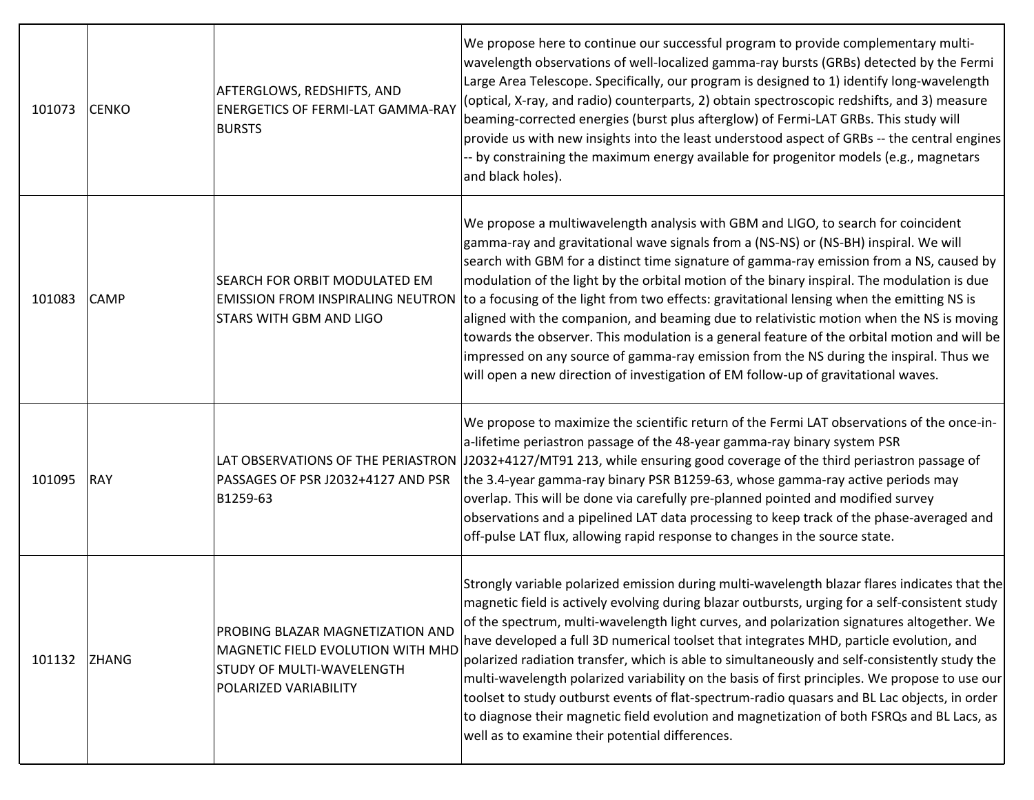| | | | |
|---|---|---|---|
| 101073 | CENKO | AFTERGLOWS, REDSHIFTS, AND ENERGETICS OF FERMI-LAT GAMMA-RAY BURSTS | We propose here to continue our successful program to provide complementary multi-wavelength observations of well-localized gamma-ray bursts (GRBs) detected by the Fermi Large Area Telescope. Specifically, our program is designed to 1) identify long-wavelength (optical, X-ray, and radio) counterparts, 2) obtain spectroscopic redshifts, and 3) measure beaming-corrected energies (burst plus afterglow) of Fermi-LAT GRBs. This study will provide us with new insights into the least understood aspect of GRBs -- the central engines -- by constraining the maximum energy available for progenitor models (e.g., magnetars and black holes). |
| 101083 | CAMP | SEARCH FOR ORBIT MODULATED EM EMISSION FROM INSPIRALING NEUTRON STARS WITH GBM AND LIGO | We propose a multiwavelength analysis with GBM and LIGO, to search for coincident gamma-ray and gravitational wave signals from a (NS-NS) or (NS-BH) inspiral. We will search with GBM for a distinct time signature of gamma-ray emission from a NS, caused by modulation of the light by the orbital motion of the binary inspiral. The modulation is due to a focusing of the light from two effects: gravitational lensing when the emitting NS is aligned with the companion, and beaming due to relativistic motion when the NS is moving towards the observer. This modulation is a general feature of the orbital motion and will be impressed on any source of gamma-ray emission from the NS during the inspiral. Thus we will open a new direction of investigation of EM follow-up of gravitational waves. |
| 101095 | RAY | LAT OBSERVATIONS OF THE PERIASTRON PASSAGES OF PSR J2032+4127 AND PSR B1259-63 | We propose to maximize the scientific return of the Fermi LAT observations of the once-in-a-lifetime periastron passage of the 48-year gamma-ray binary system PSR J2032+4127/MT91 213, while ensuring good coverage of the third periastron passage of the 3.4-year gamma-ray binary PSR B1259-63, whose gamma-ray active periods may overlap. This will be done via carefully pre-planned pointed and modified survey observations and a pipelined LAT data processing to keep track of the phase-averaged and off-pulse LAT flux, allowing rapid response to changes in the source state. |
| 101132 | ZHANG | PROBING BLAZAR MAGNETIZATION AND MAGNETIC FIELD EVOLUTION WITH MHD STUDY OF MULTI-WAVELENGTH POLARIZED VARIABILITY | Strongly variable polarized emission during multi-wavelength blazar flares indicates that the magnetic field is actively evolving during blazar outbursts, urging for a self-consistent study of the spectrum, multi-wavelength light curves, and polarization signatures altogether. We have developed a full 3D numerical toolset that integrates MHD, particle evolution, and polarized radiation transfer, which is able to simultaneously and self-consistently study the multi-wavelength polarized variability on the basis of first principles. We propose to use our toolset to study outburst events of flat-spectrum-radio quasars and BL Lac objects, in order to diagnose their magnetic field evolution and magnetization of both FSRQs and BL Lacs, as well as to examine their potential differences. |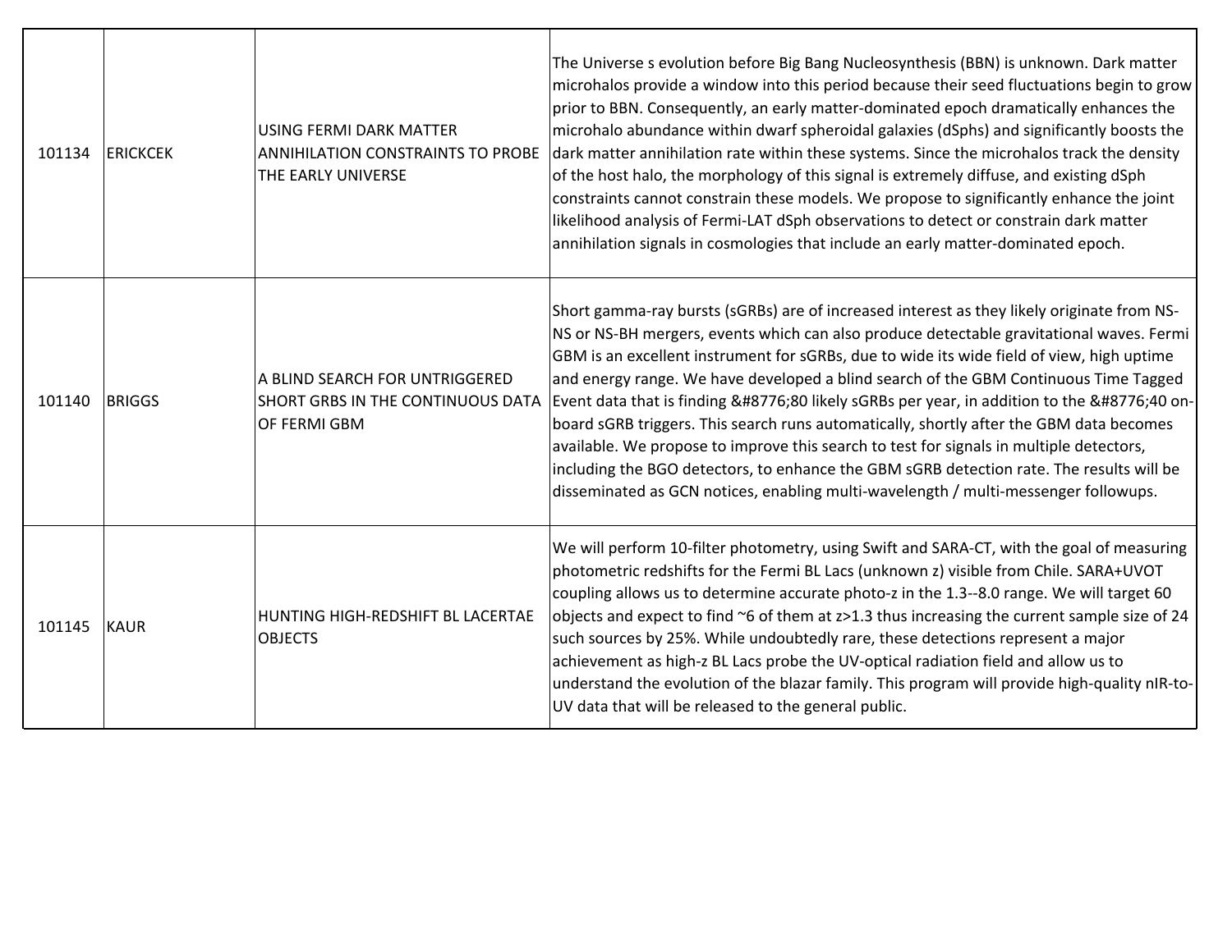| | | | |
|---|---|---|---|
| 101134 | ERICKCEK | USING FERMI DARK MATTER ANNIHILATION CONSTRAINTS TO PROBE THE EARLY UNIVERSE | The Universe s evolution before Big Bang Nucleosynthesis (BBN) is unknown. Dark matter microhalos provide a window into this period because their seed fluctuations begin to grow prior to BBN. Consequently, an early matter-dominated epoch dramatically enhances the microhalo abundance within dwarf spheroidal galaxies (dSphs) and significantly boosts the dark matter annihilation rate within these systems. Since the microhalos track the density of the host halo, the morphology of this signal is extremely diffuse, and existing dSph constraints cannot constrain these models. We propose to significantly enhance the joint likelihood analysis of Fermi-LAT dSph observations to detect or constrain dark matter annihilation signals in cosmologies that include an early matter-dominated epoch. |
| 101140 | BRIGGS | A BLIND SEARCH FOR UNTRIGGERED SHORT GRBS IN THE CONTINUOUS DATA OF FERMI GBM | Short gamma-ray bursts (sGRBs) are of increased interest as they likely originate from NS-NS or NS-BH mergers, events which can also produce detectable gravitational waves. Fermi GBM is an excellent instrument for sGRBs, due to wide its wide field of view, high uptime and energy range. We have developed a blind search of the GBM Continuous Time Tagged Event data that is finding &#8776;80 likely sGRBs per year, in addition to the &#8776;40 on-board sGRB triggers. This search runs automatically, shortly after the GBM data becomes available. We propose to improve this search to test for signals in multiple detectors, including the BGO detectors, to enhance the GBM sGRB detection rate. The results will be disseminated as GCN notices, enabling multi-wavelength / multi-messenger followups. |
| 101145 | KAUR | HUNTING HIGH-REDSHIFT BL LACERTAE OBJECTS | We will perform 10-filter photometry, using Swift and SARA-CT, with the goal of measuring photometric redshifts for the Fermi BL Lacs (unknown z) visible from Chile. SARA+UVOT coupling allows us to determine accurate photo-z in the 1.3--8.0 range. We will target 60 objects and expect to find ~6 of them at z>1.3 thus increasing the current sample size of 24 such sources by 25%. While undoubtedly rare, these detections represent a major achievement as high-z BL Lacs probe the UV-optical radiation field and allow us to understand the evolution of the blazar family. This program will provide high-quality nIR-to-UV data that will be released to the general public. |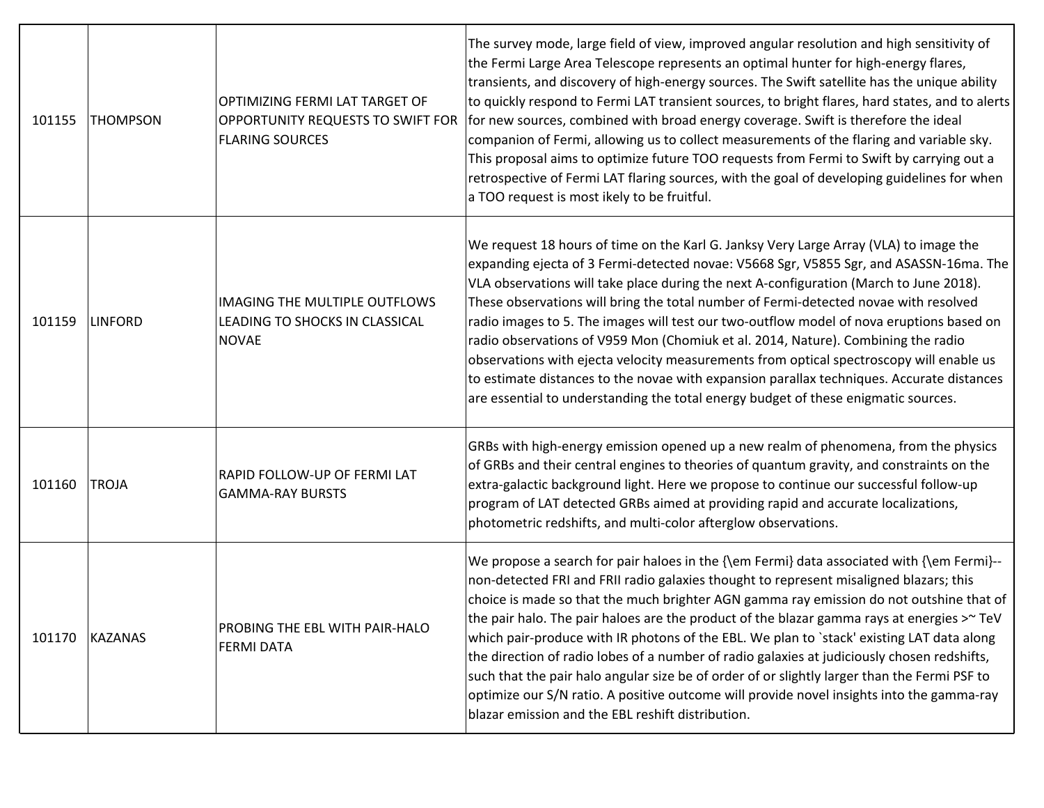| | | | |
|---|---|---|---|
| 101155 | THOMPSON | OPTIMIZING FERMI LAT TARGET OF OPPORTUNITY REQUESTS TO SWIFT FOR FLARING SOURCES | The survey mode, large field of view, improved angular resolution and high sensitivity of the Fermi Large Area Telescope represents an optimal hunter for high-energy flares, transients, and discovery of high-energy sources. The Swift satellite has the unique ability to quickly respond to Fermi LAT transient sources, to bright flares, hard states, and to alerts for new sources, combined with broad energy coverage. Swift is therefore the ideal companion of Fermi, allowing us to collect measurements of the flaring and variable sky. This proposal aims to optimize future TOO requests from Fermi to Swift by carrying out a retrospective of Fermi LAT flaring sources, with the goal of developing guidelines for when a TOO request is most ikely to be fruitful. |
| 101159 | LINFORD | IMAGING THE MULTIPLE OUTFLOWS LEADING TO SHOCKS IN CLASSICAL NOVAE | We request 18 hours of time on the Karl G. Janksy Very Large Array (VLA) to image the expanding ejecta of 3 Fermi-detected novae: V5668 Sgr, V5855 Sgr, and ASASSN-16ma. The VLA observations will take place during the next A-configuration (March to June 2018). These observations will bring the total number of Fermi-detected novae with resolved radio images to 5. The images will test our two-outflow model of nova eruptions based on radio observations of V959 Mon (Chomiuk et al. 2014, Nature). Combining the radio observations with ejecta velocity measurements from optical spectroscopy will enable us to estimate distances to the novae with expansion parallax techniques. Accurate distances are essential to understanding the total energy budget of these enigmatic sources. |
| 101160 | TROJA | RAPID FOLLOW-UP OF FERMI LAT GAMMA-RAY BURSTS | GRBs with high-energy emission opened up a new realm of phenomena, from the physics of GRBs and their central engines to theories of quantum gravity, and constraints on the extra-galactic background light. Here we propose to continue our successful follow-up program of LAT detected GRBs aimed at providing rapid and accurate localizations, photometric redshifts, and multi-color afterglow observations. |
| 101170 | KAZANAS | PROBING THE EBL WITH PAIR-HALO FERMI DATA | We propose a search for pair haloes in the {\em Fermi} data associated with {\em Fermi}--non-detected FRI and FRII radio galaxies thought to represent misaligned blazars; this choice is made so that the much brighter AGN gamma ray emission do not outshine that of the pair halo. The pair haloes are the product of the blazar gamma rays at energies >~ TeV which pair-produce with IR photons of the EBL. We plan to `stack' existing LAT data along the direction of radio lobes of a number of radio galaxies at judiciously chosen redshifts, such that the pair halo angular size be of order of or slightly larger than the Fermi PSF to optimize our S/N ratio. A positive outcome will provide novel insights into the gamma-ray blazar emission and the EBL reshift distribution. |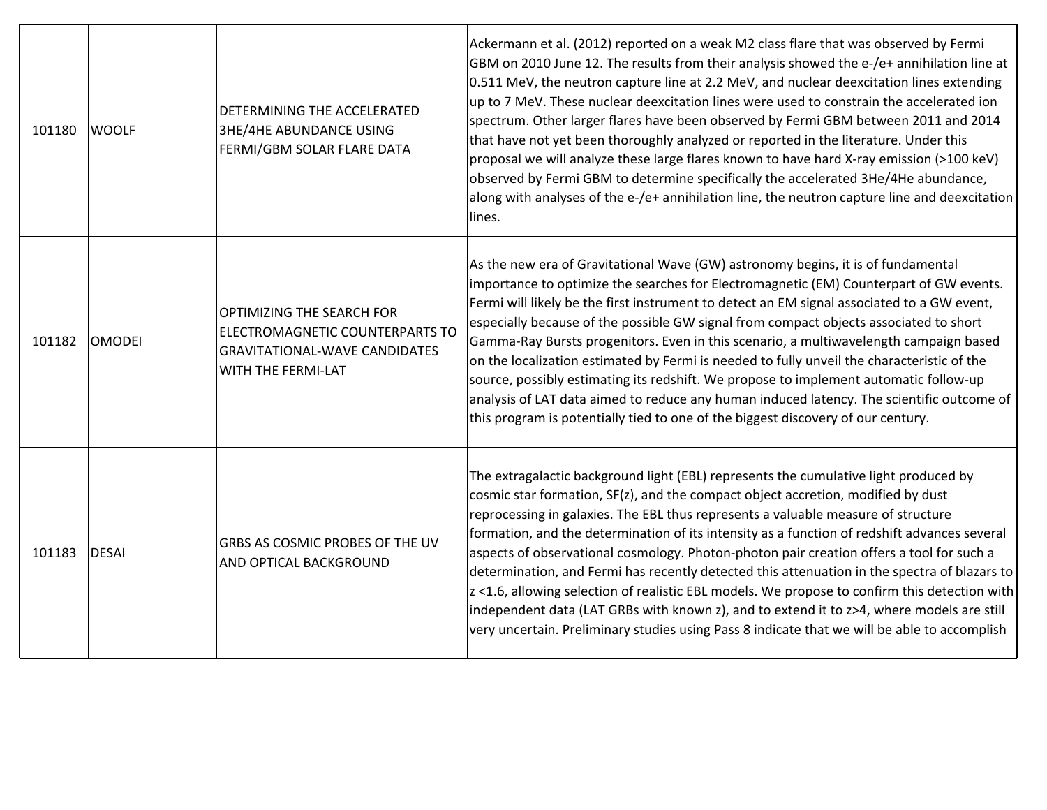| | | | |
|---|---|---|---|
| 101180 | WOOLF | DETERMINING THE ACCELERATED 3HE/4HE ABUNDANCE USING FERMI/GBM SOLAR FLARE DATA | Ackermann et al. (2012) reported on a weak M2 class flare that was observed by Fermi GBM on 2010 June 12. The results from their analysis showed the e-/e+ annihilation line at 0.511 MeV, the neutron capture line at 2.2 MeV, and nuclear deexcitation lines extending up to 7 MeV. These nuclear deexcitation lines were used to constrain the accelerated ion spectrum. Other larger flares have been observed by Fermi GBM between 2011 and 2014 that have not yet been thoroughly analyzed or reported in the literature. Under this proposal we will analyze these large flares known to have hard X-ray emission (>100 keV) observed by Fermi GBM to determine specifically the accelerated 3He/4He abundance, along with analyses of the e-/e+ annihilation line, the neutron capture line and deexcitation lines. |
| 101182 | OMODEI | OPTIMIZING THE SEARCH FOR ELECTROMAGNETIC COUNTERPARTS TO GRAVITATIONAL-WAVE CANDIDATES WITH THE FERMI-LAT | As the new era of Gravitational Wave (GW) astronomy begins, it is of fundamental importance to optimize the searches for Electromagnetic (EM) Counterpart of GW events. Fermi will likely be the first instrument to detect an EM signal associated to a GW event, especially because of the possible GW signal from compact objects associated to short Gamma-Ray Bursts progenitors. Even in this scenario, a multiwavelength campaign based on the localization estimated by Fermi is needed to fully unveil the characteristic of the source, possibly estimating its redshift. We propose to implement automatic follow-up analysis of LAT data aimed to reduce any human induced latency. The scientific outcome of this program is potentially tied to one of the biggest discovery of our century. |
| 101183 | DESAI | GRBS AS COSMIC PROBES OF THE UV AND OPTICAL BACKGROUND | The extragalactic background light (EBL) represents the cumulative light produced by cosmic star formation, SF(z), and the compact object accretion, modified by dust reprocessing in galaxies. The EBL thus represents a valuable measure of structure formation, and the determination of its intensity as a function of redshift advances several aspects of observational cosmology. Photon-photon pair creation offers a tool for such a determination, and Fermi has recently detected this attenuation in the spectra of blazars to z <1.6, allowing selection of realistic EBL models. We propose to confirm this detection with independent data (LAT GRBs with known z), and to extend it to z>4, where models are still very uncertain. Preliminary studies using Pass 8 indicate that we will be able to accomplish |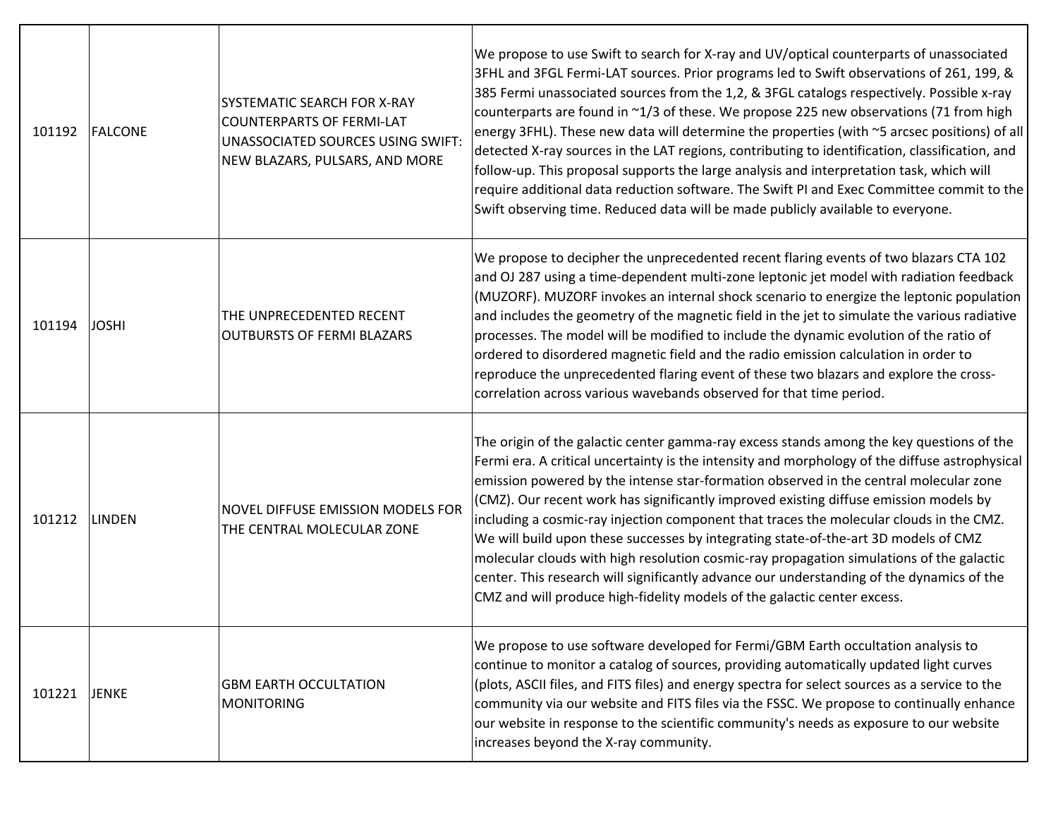| | | | |
|---|---|---|---|
| 101192 | FALCONE | SYSTEMATIC SEARCH FOR X-RAY COUNTERPARTS OF FERMI-LAT UNASSOCIATED SOURCES USING SWIFT: NEW BLAZARS, PULSARS, AND MORE | We propose to use Swift to search for X-ray and UV/optical counterparts of unassociated 3FHL and 3FGL Fermi-LAT sources. Prior programs led to Swift observations of 261, 199, & 385 Fermi unassociated sources from the 1,2, & 3FGL catalogs respectively. Possible x-ray counterparts are found in ~1/3 of these. We propose 225 new observations (71 from high energy 3FHL). These new data will determine the properties (with ~5 arcsec positions) of all detected X-ray sources in the LAT regions, contributing to identification, classification, and follow-up. This proposal supports the large analysis and interpretation task, which will require additional data reduction software. The Swift PI and Exec Committee commit to the Swift observing time. Reduced data will be made publicly available to everyone. |
| 101194 | JOSHI | THE UNPRECEDENTED RECENT OUTBURSTS OF FERMI BLAZARS | We propose to decipher the unprecedented recent flaring events of two blazars CTA 102 and OJ 287 using a time-dependent multi-zone leptonic jet model with radiation feedback (MUZORF). MUZORF invokes an internal shock scenario to energize the leptonic population and includes the geometry of the magnetic field in the jet to simulate the various radiative processes. The model will be modified to include the dynamic evolution of the ratio of ordered to disordered magnetic field and the radio emission calculation in order to reproduce the unprecedented flaring event of these two blazars and explore the cross-correlation across various wavebands observed for that time period. |
| 101212 | LINDEN | NOVEL DIFFUSE EMISSION MODELS FOR THE CENTRAL MOLECULAR ZONE | The origin of the galactic center gamma-ray excess stands among the key questions of the Fermi era. A critical uncertainty is the intensity and morphology of the diffuse astrophysical emission powered by the intense star-formation observed in the central molecular zone (CMZ). Our recent work has significantly improved existing diffuse emission models by including a cosmic-ray injection component that traces the molecular clouds in the CMZ. We will build upon these successes by integrating state-of-the-art 3D models of CMZ molecular clouds with high resolution cosmic-ray propagation simulations of the galactic center. This research will significantly advance our understanding of the dynamics of the CMZ and will produce high-fidelity models of the galactic center excess. |
| 101221 | JENKE | GBM EARTH OCCULTATION MONITORING | We propose to use software developed for Fermi/GBM Earth occultation analysis to continue to monitor a catalog of sources, providing automatically updated light curves (plots, ASCII files, and FITS files) and energy spectra for select sources as a service to the community via our website and FITS files via the FSSC. We propose to continually enhance our website in response to the scientific community's needs as exposure to our website increases beyond the X-ray community. |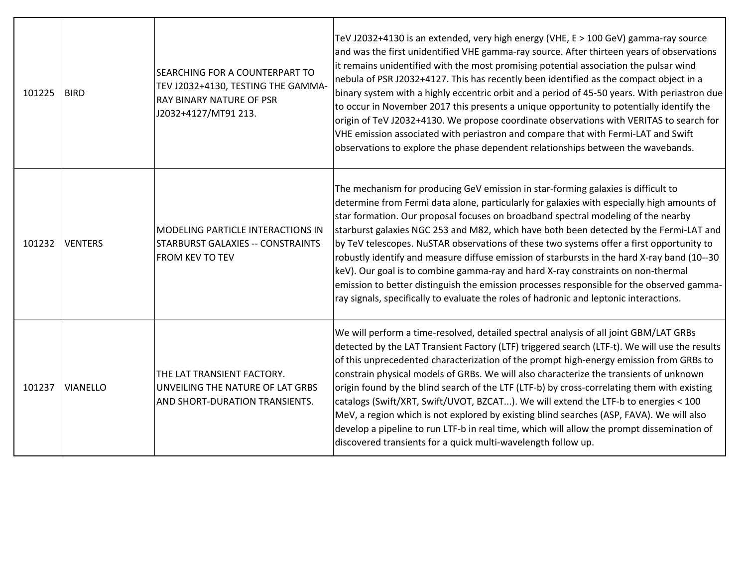| | | | |
|---|---|---|---|
| 101225 | BIRD | SEARCHING FOR A COUNTERPART TO TEV J2032+4130, TESTING THE GAMMA-RAY BINARY NATURE OF PSR J2032+4127/MT91 213. | TeV J2032+4130 is an extended, very high energy (VHE, E > 100 GeV) gamma-ray source and was the first unidentified VHE gamma-ray source. After thirteen years of observations it remains unidentified with the most promising potential association the pulsar wind nebula of PSR J2032+4127. This has recently been identified as the compact object in a binary system with a highly eccentric orbit and a period of 45-50 years. With periastron due to occur in November 2017 this presents a unique opportunity to potentially identify the origin of TeV J2032+4130. We propose coordinate observations with VERITAS to search for VHE emission associated with periastron and compare that with Fermi-LAT and Swift observations to explore the phase dependent relationships between the wavebands. |
| 101232 | VENTERS | MODELING PARTICLE INTERACTIONS IN STARBURST GALAXIES -- CONSTRAINTS FROM KEV TO TEV | The mechanism for producing GeV emission in star-forming galaxies is difficult to determine from Fermi data alone, particularly for galaxies with especially high amounts of star formation. Our proposal focuses on broadband spectral modeling of the nearby starburst galaxies NGC 253 and M82, which have both been detected by the Fermi-LAT and by TeV telescopes. NuSTAR observations of these two systems offer a first opportunity to robustly identify and measure diffuse emission of starbursts in the hard X-ray band (10--30 keV). Our goal is to combine gamma-ray and hard X-ray constraints on non-thermal emission to better distinguish the emission processes responsible for the observed gamma-ray signals, specifically to evaluate the roles of hadronic and leptonic interactions. |
| 101237 | VIANELLO | THE LAT TRANSIENT FACTORY. UNVEILING THE NATURE OF LAT GRBS AND SHORT-DURATION TRANSIENTS. | We will perform a time-resolved, detailed spectral analysis of all joint GBM/LAT GRBs detected by the LAT Transient Factory (LTF) triggered search (LTF-t). We will use the results of this unprecedented characterization of the prompt high-energy emission from GRBs to constrain physical models of GRBs. We will also characterize the transients of unknown origin found by the blind search of the LTF (LTF-b) by cross-correlating them with existing catalogs (Swift/XRT, Swift/UVOT, BZCAT...). We will extend the LTF-b to energies < 100 MeV, a region which is not explored by existing blind searches (ASP, FAVA). We will also develop a pipeline to run LTF-b in real time, which will allow the prompt dissemination of discovered transients for a quick multi-wavelength follow up. |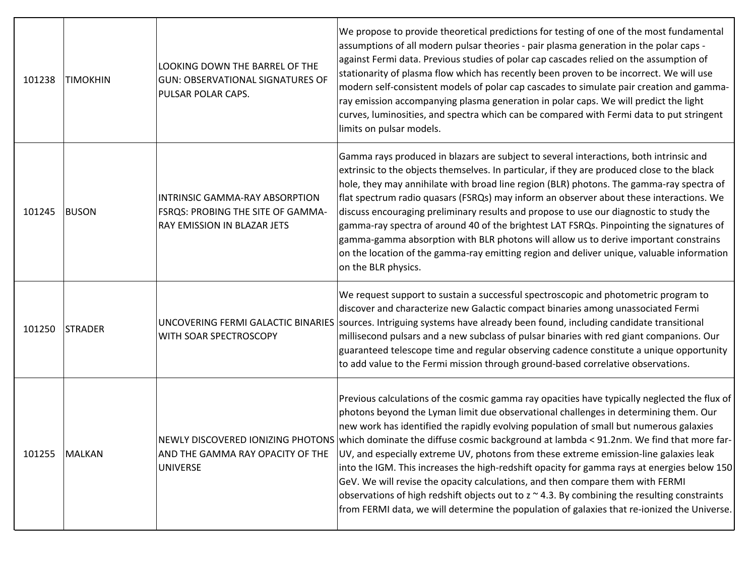| | | | |
|---|---|---|---|
| 101238 | TIMOKHIN | LOOKING DOWN THE BARREL OF THE GUN: OBSERVATIONAL SIGNATURES OF PULSAR POLAR CAPS. | We propose to provide theoretical predictions for testing of one of the most fundamental assumptions of all modern pulsar theories - pair plasma generation in the polar caps - against Fermi data. Previous studies of polar cap cascades relied on the assumption of stationarity of plasma flow which has recently been proven to be incorrect. We will use modern self-consistent models of polar cap cascades to simulate pair creation and gamma-ray emission accompanying plasma generation in polar caps. We will predict the light curves, luminosities, and spectra which can be compared with Fermi data to put stringent limits on pulsar models. |
| 101245 | BUSON | INTRINSIC GAMMA-RAY ABSORPTION FSRQS: PROBING THE SITE OF GAMMA-RAY EMISSION IN BLAZAR JETS | Gamma rays produced in blazars are subject to several interactions, both intrinsic and extrinsic to the objects themselves. In particular, if they are produced close to the black hole, they may annihilate with broad line region (BLR) photons. The gamma-ray spectra of flat spectrum radio quasars (FSRQs) may inform an observer about these interactions. We discuss encouraging preliminary results and propose to use our diagnostic to study the gamma-ray spectra of around 40 of the brightest LAT FSRQs. Pinpointing the signatures of gamma-gamma absorption with BLR photons will allow us to derive important constrains on the location of the gamma-ray emitting region and deliver unique, valuable information on the BLR physics. |
| 101250 | STRADER | UNCOVERING FERMI GALACTIC BINARIES WITH SOAR SPECTROSCOPY | We request support to sustain a successful spectroscopic and photometric program to discover and characterize new Galactic compact binaries among unassociated Fermi sources. Intriguing systems have already been found, including candidate transitional millisecond pulsars and a new subclass of pulsar binaries with red giant companions. Our guaranteed telescope time and regular observing cadence constitute a unique opportunity to add value to the Fermi mission through ground-based correlative observations. |
| 101255 | MALKAN | NEWLY DISCOVERED IONIZING PHOTONS AND THE GAMMA RAY OPACITY OF THE UNIVERSE | Previous calculations of the cosmic gamma ray opacities have typically neglected the flux of photons beyond the Lyman limit due observational challenges in determining them. Our new work has identified the rapidly evolving population of small but numerous galaxies which dominate the diffuse cosmic background at lambda < 91.2nm. We find that more far-UV, and especially extreme UV, photons from these extreme emission-line galaxies leak into the IGM. This increases the high-redshift opacity for gamma rays at energies below 150 GeV. We will revise the opacity calculations, and then compare them with FERMI observations of high redshift objects out to z ~ 4.3. By combining the resulting constraints from FERMI data, we will determine the population of galaxies that re-ionized the Universe. |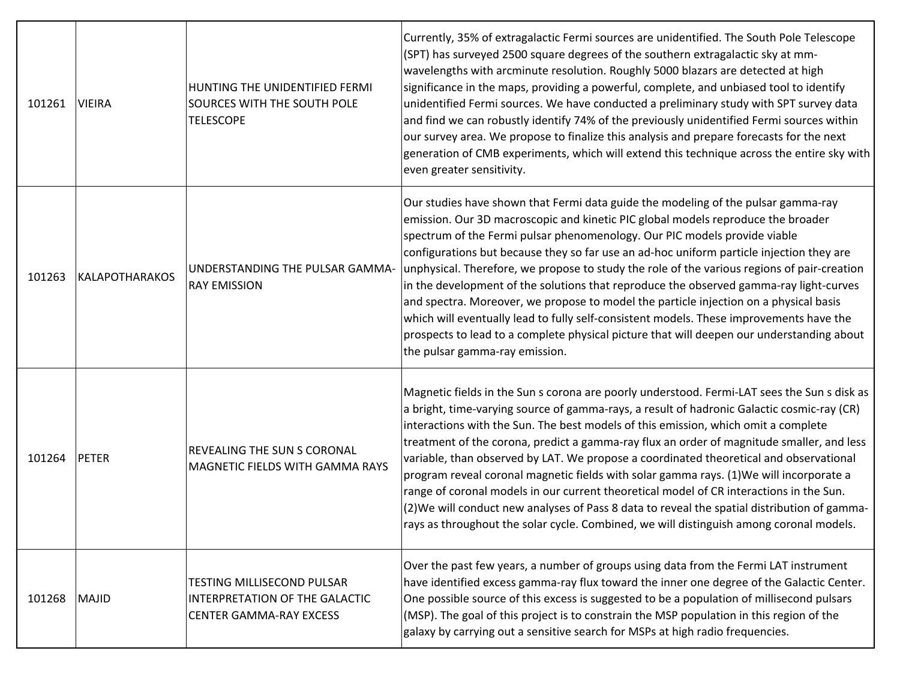| 101261 | VIEIRA | HUNTING THE UNIDENTIFIED FERMI SOURCES WITH THE SOUTH POLE TELESCOPE | Currently, 35% of extragalactic Fermi sources are unidentified. The South Pole Telescope (SPT) has surveyed 2500 square degrees of the southern extragalactic sky at mm-wavelengths with arcminute resolution. Roughly 5000 blazars are detected at high significance in the maps, providing a powerful, complete, and unbiased tool to identify unidentified Fermi sources. We have conducted a preliminary study with SPT survey data and find we can robustly identify 74% of the previously unidentified Fermi sources within our survey area. We propose to finalize this analysis and prepare forecasts for the next generation of CMB experiments, which will extend this technique across the entire sky with even greater sensitivity. |
|---|---|---|---|
| 101263 | KALAPOTHARAKOS | UNDERSTANDING THE PULSAR GAMMA-RAY EMISSION | Our studies have shown that Fermi data guide the modeling of the pulsar gamma-ray emission. Our 3D macroscopic and kinetic PIC global models reproduce the broader spectrum of the Fermi pulsar phenomenology. Our PIC models provide viable configurations but because they so far use an ad-hoc uniform particle injection they are unphysical. Therefore, we propose to study the role of the various regions of pair-creation in the development of the solutions that reproduce the observed gamma-ray light-curves and spectra. Moreover, we propose to model the particle injection on a physical basis which will eventually lead to fully self-consistent models. These improvements have the prospects to lead to a complete physical picture that will deepen our understanding about the pulsar gamma-ray emission. |
| 101264 | PETER | REVEALING THE SUN S CORONAL MAGNETIC FIELDS WITH GAMMA RAYS | Magnetic fields in the Sun s corona are poorly understood. Fermi-LAT sees the Sun s disk as a bright, time-varying source of gamma-rays, a result of hadronic Galactic cosmic-ray (CR) interactions with the Sun. The best models of this emission, which omit a complete treatment of the corona, predict a gamma-ray flux an order of magnitude smaller, and less variable, than observed by LAT. We propose a coordinated theoretical and observational program reveal coronal magnetic fields with solar gamma rays. (1)We will incorporate a range of coronal models in our current theoretical model of CR interactions in the Sun. (2)We will conduct new analyses of Pass 8 data to reveal the spatial distribution of gamma-rays as throughout the solar cycle. Combined, we will distinguish among coronal models. |
| 101268 | MAJID | TESTING MILLISECOND PULSAR INTERPRETATION OF THE GALACTIC CENTER GAMMA-RAY EXCESS | Over the past few years, a number of groups using data from the Fermi LAT instrument have identified excess gamma-ray flux toward the inner one degree of the Galactic Center. One possible source of this excess is suggested to be a population of millisecond pulsars (MSP). The goal of this project is to constrain the MSP population in this region of the galaxy by carrying out a sensitive search for MSPs at high radio frequencies. |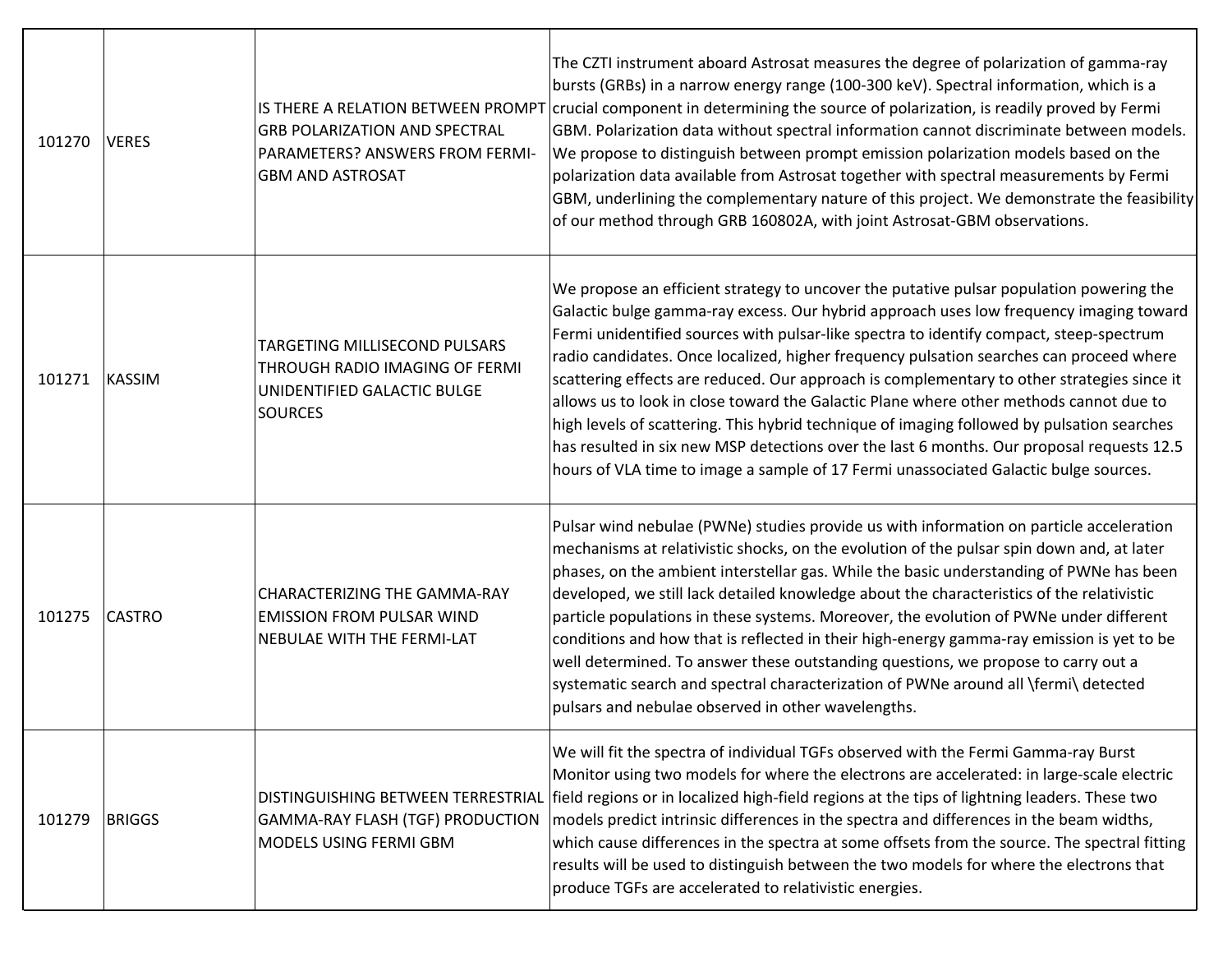| | | | |
|---|---|---|---|
| 101270 | VERES | IS THERE A RELATION BETWEEN PROMPT GRB POLARIZATION AND SPECTRAL PARAMETERS? ANSWERS FROM FERMI-GBM AND ASTROSAT | The CZTI instrument aboard Astrosat measures the degree of polarization of gamma-ray bursts (GRBs) in a narrow energy range (100-300 keV). Spectral information, which is a crucial component in determining the source of polarization, is readily proved by Fermi GBM. Polarization data without spectral information cannot discriminate between models. We propose to distinguish between prompt emission polarization models based on the polarization data available from Astrosat together with spectral measurements by Fermi GBM, underlining the complementary nature of this project. We demonstrate the feasibility of our method through GRB 160802A, with joint Astrosat-GBM observations. |
| 101271 | KASSIM | TARGETING MILLISECOND PULSARS THROUGH RADIO IMAGING OF FERMI UNIDENTIFIED GALACTIC BULGE SOURCES | We propose an efficient strategy to uncover the putative pulsar population powering the Galactic bulge gamma-ray excess. Our hybrid approach uses low frequency imaging toward Fermi unidentified sources with pulsar-like spectra to identify compact, steep-spectrum radio candidates. Once localized, higher frequency pulsation searches can proceed where scattering effects are reduced. Our approach is complementary to other strategies since it allows us to look in close toward the Galactic Plane where other methods cannot due to high levels of scattering. This hybrid technique of imaging followed by pulsation searches has resulted in six new MSP detections over the last 6 months. Our proposal requests 12.5 hours of VLA time to image a sample of 17 Fermi unassociated Galactic bulge sources. |
| 101275 | CASTRO | CHARACTERIZING THE GAMMA-RAY EMISSION FROM PULSAR WIND NEBULAE WITH THE FERMI-LAT | Pulsar wind nebulae (PWNe) studies provide us with information on particle acceleration mechanisms at relativistic shocks, on the evolution of the pulsar spin down and, at later phases, on the ambient interstellar gas. While the basic understanding of PWNe has been developed, we still lack detailed knowledge about the characteristics of the relativistic particle populations in these systems. Moreover, the evolution of PWNe under different conditions and how that is reflected in their high-energy gamma-ray emission is yet to be well determined. To answer these outstanding questions, we propose to carry out a systematic search and spectral characterization of PWNe around all \fermi\ detected pulsars and nebulae observed in other wavelengths. |
| 101279 | BRIGGS | DISTINGUISHING BETWEEN TERRESTRIAL GAMMA-RAY FLASH (TGF) PRODUCTION MODELS USING FERMI GBM | We will fit the spectra of individual TGFs observed with the Fermi Gamma-ray Burst Monitor using two models for where the electrons are accelerated: in large-scale electric field regions or in localized high-field regions at the tips of lightning leaders. These two models predict intrinsic differences in the spectra and differences in the beam widths, which cause differences in the spectra at some offsets from the source. The spectral fitting results will be used to distinguish between the two models for where the electrons that produce TGFs are accelerated to relativistic energies. |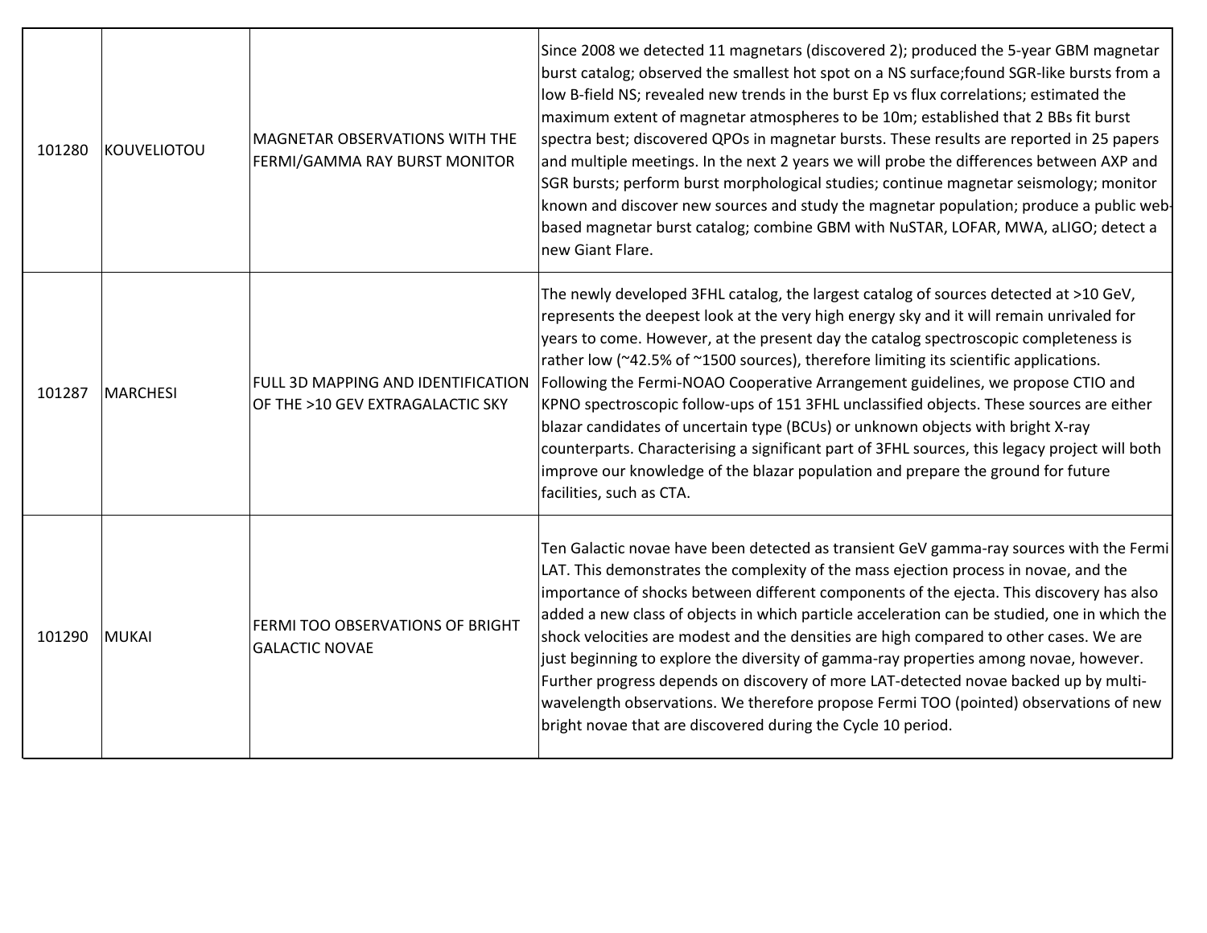| | | | |
|---|---|---|---|
| 101280 | KOUVELIOTOU | MAGNETAR OBSERVATIONS WITH THE FERMI/GAMMA RAY BURST MONITOR | Since 2008 we detected 11 magnetars (discovered 2); produced the 5-year GBM magnetar burst catalog; observed the smallest hot spot on a NS surface;found SGR-like bursts from a low B-field NS; revealed new trends in the burst Ep vs flux correlations; estimated the maximum extent of magnetar atmospheres to be 10m; established that 2 BBs fit burst spectra best; discovered QPOs in magnetar bursts. These results are reported in 25 papers and multiple meetings. In the next 2 years we will probe the differences between AXP and SGR bursts; perform burst morphological studies; continue magnetar seismology; monitor known and discover new sources and study the magnetar population; produce a public web-based magnetar burst catalog; combine GBM with NuSTAR, LOFAR, MWA, aLIGO; detect a new Giant Flare. |
| 101287 | MARCHESI | FULL 3D MAPPING AND IDENTIFICATION OF THE >10 GEV EXTRAGALACTIC SKY | The newly developed 3FHL catalog, the largest catalog of sources detected at >10 GeV, represents the deepest look at the very high energy sky and it will remain unrivaled for years to come. However, at the present day the catalog spectroscopic completeness is rather low (~42.5% of ~1500 sources), therefore limiting its scientific applications. Following the Fermi-NOAO Cooperative Arrangement guidelines, we propose CTIO and KPNO spectroscopic follow-ups of 151 3FHL unclassified objects. These sources are either blazar candidates of uncertain type (BCUs) or unknown objects with bright X-ray counterparts. Characterising a significant part of 3FHL sources, this legacy project will both improve our knowledge of the blazar population and prepare the ground for future facilities, such as CTA. |
| 101290 | MUKAI | FERMI TOO OBSERVATIONS OF BRIGHT GALACTIC NOVAE | Ten Galactic novae have been detected as transient GeV gamma-ray sources with the Fermi LAT. This demonstrates the complexity of the mass ejection process in novae, and the importance of shocks between different components of the ejecta. This discovery has also added a new class of objects in which particle acceleration can be studied, one in which the shock velocities are modest and the densities are high compared to other cases. We are just beginning to explore the diversity of gamma-ray properties among novae, however. Further progress depends on discovery of more LAT-detected novae backed up by multi-wavelength observations. We therefore propose Fermi TOO (pointed) observations of new bright novae that are discovered during the Cycle 10 period. |